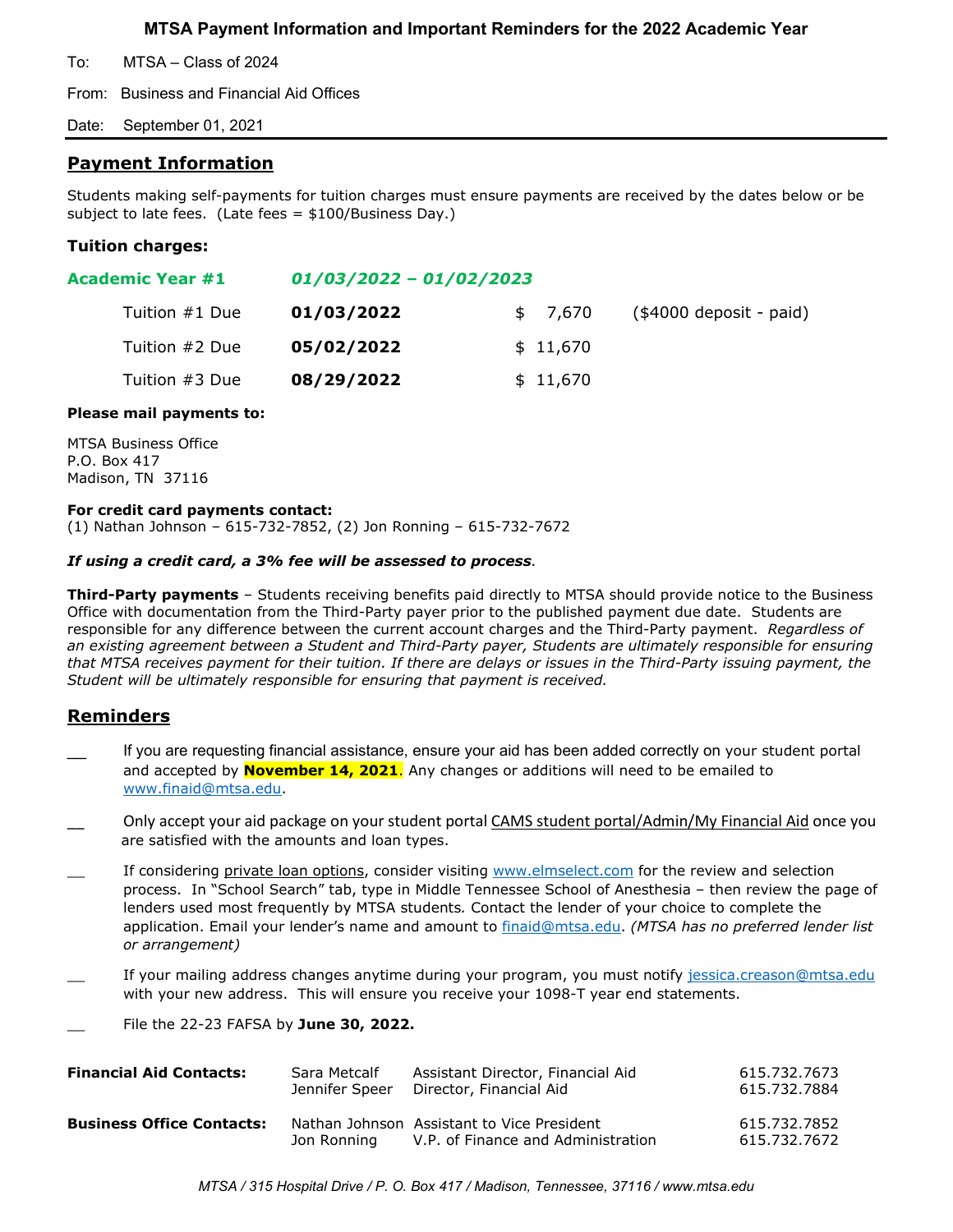# MTSA Payment Information and Important Reminders for the 2022 Academic Year

To: MTSA – Class of 2024

From: Business and Financial Aid Offices

Date: September 01, 2021

## Payment Information

Students making self-payments for tuition charges must ensure payments are received by the dates below or be subject to late fees. (Late fees = $100/Business Day.)

### Tuition charges:

**Academic Year #1** ***01/03/2022 – 01/02/2023***

| | | | |
|---|---|---|---|
| Tuition #1 Due | **01/03/2022** | $ 7,670 | ($4000 deposit - paid) |
| Tuition #2 Due | **05/02/2022** | $ 11,670 | |
| Tuition #3 Due | **08/29/2022** | $ 11,670 | |

**Please mail payments to:**

MTSA Business Office
P.O. Box 417
Madison, TN 37116

**For credit card payments contact:**
(1) Nathan Johnson – 615-732-7852, (2) Jon Ronning – 615-732-7672

***If using a credit card, a 3% fee will be assessed to process.***

**Third-Party payments** – Students receiving benefits paid directly to MTSA should provide notice to the Business Office with documentation from the Third-Party payer prior to the published payment due date. Students are responsible for any difference between the current account charges and the Third-Party payment. *Regardless of an existing agreement between a Student and Third-Party payer, Students are ultimately responsible for ensuring that MTSA receives payment for their tuition. If there are delays or issues in the Third-Party issuing payment, the Student will be ultimately responsible for ensuring that payment is received.*

## Reminders

__ If you are requesting financial assistance, ensure your aid has been added correctly on your student portal and accepted by **November 14, 2021**. Any changes or additions will need to be emailed to www.finaid@mtsa.edu.

__ Only accept your aid package on your student portal CAMS student portal/Admin/My Financial Aid once you are satisfied with the amounts and loan types.

__ If considering private loan options, consider visiting www.elmselect.com for the review and selection process. In "School Search" tab, type in Middle Tennessee School of Anesthesia – then review the page of lenders used most frequently by MTSA students. Contact the lender of your choice to complete the application. Email your lender's name and amount to finaid@mtsa.edu. *(MTSA has no preferred lender list or arrangement)*

__ If your mailing address changes anytime during your program, you must notify jessica.creason@mtsa.edu with your new address. This will ensure you receive your 1098-T year end statements.

__ File the 22-23 FAFSA by **June 30, 2022.**

| | | | |
|---|---|---|---|
| **Financial Aid Contacts:** | Sara Metcalf | Assistant Director, Financial Aid | 615.732.7673 |
| | Jennifer Speer | Director, Financial Aid | 615.732.7884 |
| **Business Office Contacts:** | Nathan Johnson | Assistant to Vice President | 615.732.7852 |
| | Jon Ronning | V.P. of Finance and Administration | 615.732.7672 |

*MTSA / 315 Hospital Drive / P. O. Box 417 / Madison, Tennessee, 37116 / www.mtsa.edu*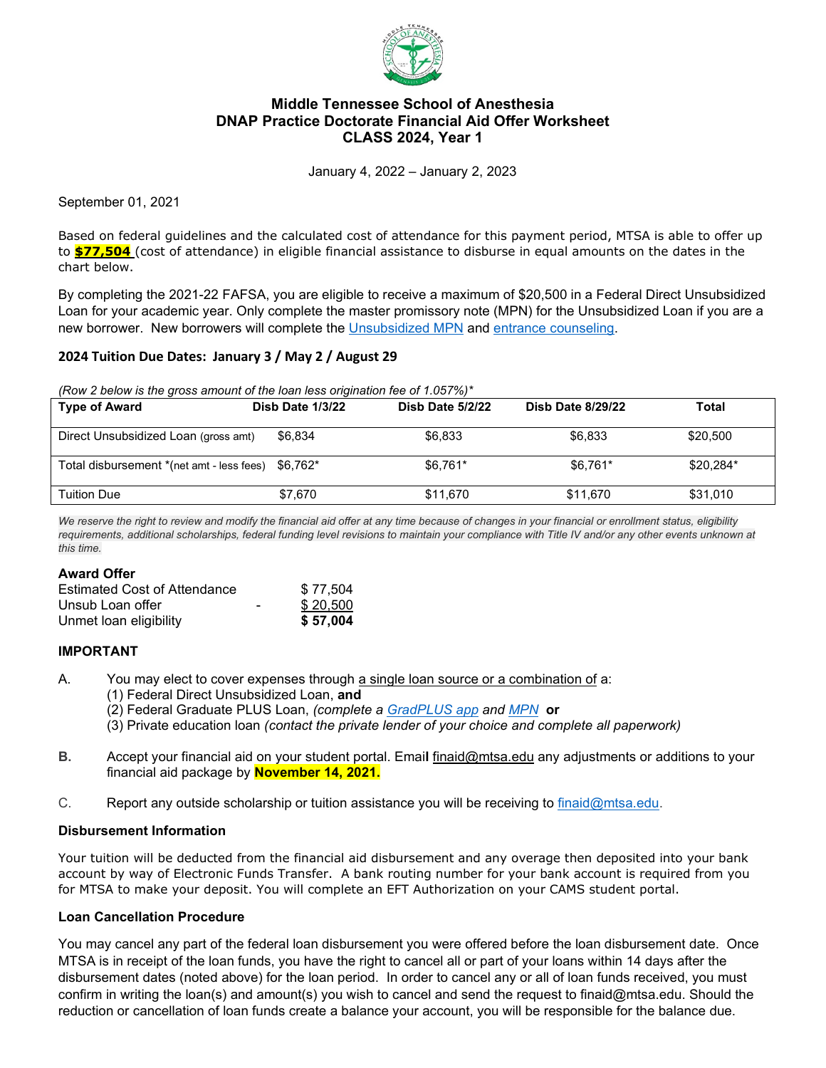# Middle Tennessee School of Anesthesia
## DNAP Practice Doctorate Financial Aid Offer Worksheet
## CLASS 2024, Year 1

January 4, 2022 – January 2, 2023

September 01, 2021

Based on federal guidelines and the calculated cost of attendance for this payment period, MTSA is able to offer up to **$77,504** (cost of attendance) in eligible financial assistance to disburse in equal amounts on the dates in the chart below.

By completing the 2021-22 FAFSA, you are eligible to receive a maximum of $20,500 in a Federal Direct Unsubsidized Loan for your academic year. Only complete the master promissory note (MPN) for the Unsubsidized Loan if you are a new borrower. New borrowers will complete the Unsubsidized MPN and entrance counseling.

**2024 Tuition Due Dates: January 3 / May 2 / August 29**

*(Row 2 below is the gross amount of the loan less origination fee of 1.057%)**

| Type of Award | Disb Date 1/3/22 | Disb Date 5/2/22 | Disb Date 8/29/22 | Total |
|---|---|---|---|---|
| Direct Unsubsidized Loan (gross amt) | $6,834 | $6,833 | $6,833 | $20,500 |
| Total disbursement *(net amt - less fees) | $6,762* | $6,761* | $6,761* | $20,284* |
| Tuition Due | $7,670 | $11,670 | $11,670 | $31,010 |

*We reserve the right to review and modify the financial aid offer at any time because of changes in your financial or enrollment status, eligibility requirements, additional scholarships, federal funding level revisions to maintain your compliance with Title IV and/or any other events unknown at this time.*

**Award Offer**

| | | |
|---|---|---|
| Estimated Cost of Attendance | | $ 77,504 |
| Unsub Loan offer | - | $ 20,500 |
| Unmet loan eligibility | | **$ 57,004** |

### IMPORTANT

A. You may elect to cover expenses through a single loan source or a combination of a:
   (1) Federal Direct Unsubsidized Loan, **and**
   (2) Federal Graduate PLUS Loan, *(complete a GradPLUS app and MPN* **or**
   (3) Private education loan *(contact the private lender of your choice and complete all paperwork)*

**B.** Accept your financial aid on your student portal. Email finaid@mtsa.edu any adjustments or additions to your financial aid package by **November 14, 2021.**

C. Report any outside scholarship or tuition assistance you will be receiving to finaid@mtsa.edu.

### Disbursement Information

Your tuition will be deducted from the financial aid disbursement and any overage then deposited into your bank account by way of Electronic Funds Transfer. A bank routing number for your bank account is required from you for MTSA to make your deposit. You will complete an EFT Authorization on your CAMS student portal.

### Loan Cancellation Procedure

You may cancel any part of the federal loan disbursement you were offered before the loan disbursement date. Once MTSA is in receipt of the loan funds, you have the right to cancel all or part of your loans within 14 days after the disbursement dates (noted above) for the loan period. In order to cancel any or all of loan funds received, you must confirm in writing the loan(s) and amount(s) you wish to cancel and send the request to finaid@mtsa.edu. Should the reduction or cancellation of loan funds create a balance your account, you will be responsible for the balance due.